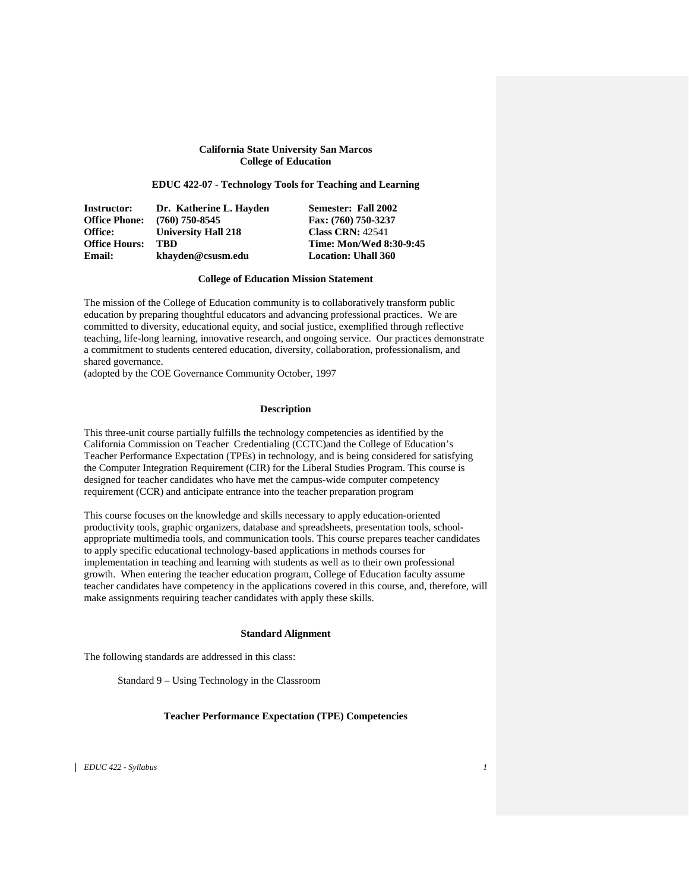**California State University San Marcos**
**College of Education**

**EDUC 422-07 - Technology Tools for Teaching and Learning**

| | | |
|---|---|---|
| **Instructor:** | **Dr. Katherine L. Hayden** | **Semester: Fall 2002** |
| **Office Phone:** | **(760) 750-8545** | **Fax: (760) 750-3237** |
| **Office:** | **University Hall 218** | **Class CRN:** 42541 |
| **Office Hours:** | **TBD** | **Time: Mon/Wed 8:30-9:45** |
| **Email:** | **khayden@csusm.edu** | **Location: Uhall 360** |

**College of Education Mission Statement**

The mission of the College of Education community is to collaboratively transform public education by preparing thoughtful educators and advancing professional practices. We are committed to diversity, educational equity, and social justice, exemplified through reflective teaching, life-long learning, innovative research, and ongoing service. Our practices demonstrate a commitment to students centered education, diversity, collaboration, professionalism, and shared governance.
(adopted by the COE Governance Community October, 1997

**Description**

This three-unit course partially fulfills the technology competencies as identified by the California Commission on Teacher Credentialing (CCTC)and the College of Education's Teacher Performance Expectation (TPEs) in technology, and is being considered for satisfying the Computer Integration Requirement (CIR) for the Liberal Studies Program. This course is designed for teacher candidates who have met the campus-wide computer competency requirement (CCR) and anticipate entrance into the teacher preparation program

This course focuses on the knowledge and skills necessary to apply education-oriented productivity tools, graphic organizers, database and spreadsheets, presentation tools, school-appropriate multimedia tools, and communication tools. This course prepares teacher candidates to apply specific educational technology-based applications in methods courses for implementation in teaching and learning with students as well as to their own professional growth. When entering the teacher education program, College of Education faculty assume teacher candidates have competency in the applications covered in this course, and, therefore, will make assignments requiring teacher candidates with apply these skills.

**Standard Alignment**

The following standards are addressed in this class:

Standard 9 – Using Technology in the Classroom

**Teacher Performance Expectation (TPE) Competencies**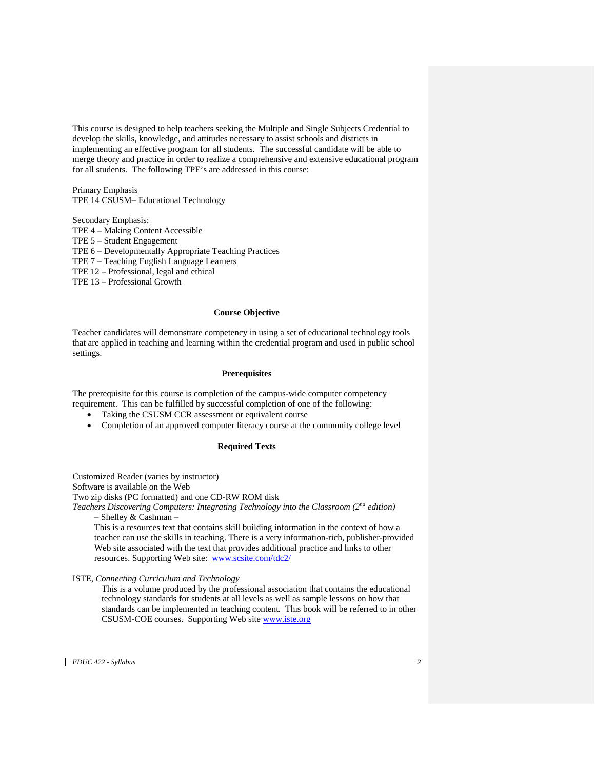This course is designed to help teachers seeking the Multiple and Single Subjects Credential to develop the skills, knowledge, and attitudes necessary to assist schools and districts in implementing an effective program for all students. The successful candidate will be able to merge theory and practice in order to realize a comprehensive and extensive educational program for all students. The following TPE's are addressed in this course:

<u>Primary Emphasis</u>
TPE 14 CSUSM– Educational Technology

<u>Secondary Emphasis:</u>
TPE 4 – Making Content Accessible
TPE 5 – Student Engagement
TPE 6 – Developmentally Appropriate Teaching Practices
TPE 7 – Teaching English Language Learners
TPE 12 – Professional, legal and ethical
TPE 13 – Professional Growth

## Course Objective

Teacher candidates will demonstrate competency in using a set of educational technology tools that are applied in teaching and learning within the credential program and used in public school settings.

## Prerequisites

The prerequisite for this course is completion of the campus-wide computer competency requirement. This can be fulfilled by successful completion of one of the following:

- Taking the CSUSM CCR assessment or equivalent course
- Completion of an approved computer literacy course at the community college level

## Required Texts

Customized Reader (varies by instructor)
Software is available on the Web
Two zip disks (PC formatted) and one CD-RW ROM disk
*Teachers Discovering Computers: Integrating Technology into the Classroom (2nd edition)*
– Shelley & Cashman –
This is a resources text that contains skill building information in the context of how a teacher can use the skills in teaching. There is a very information-rich, publisher-provided Web site associated with the text that provides additional practice and links to other resources. Supporting Web site: www.scsite.com/tdc2/

ISTE, *Connecting Curriculum and Technology*
This is a volume produced by the professional association that contains the educational technology standards for students at all levels as well as sample lessons on how that standards can be implemented in teaching content. This book will be referred to in other CSUSM-COE courses. Supporting Web site www.iste.org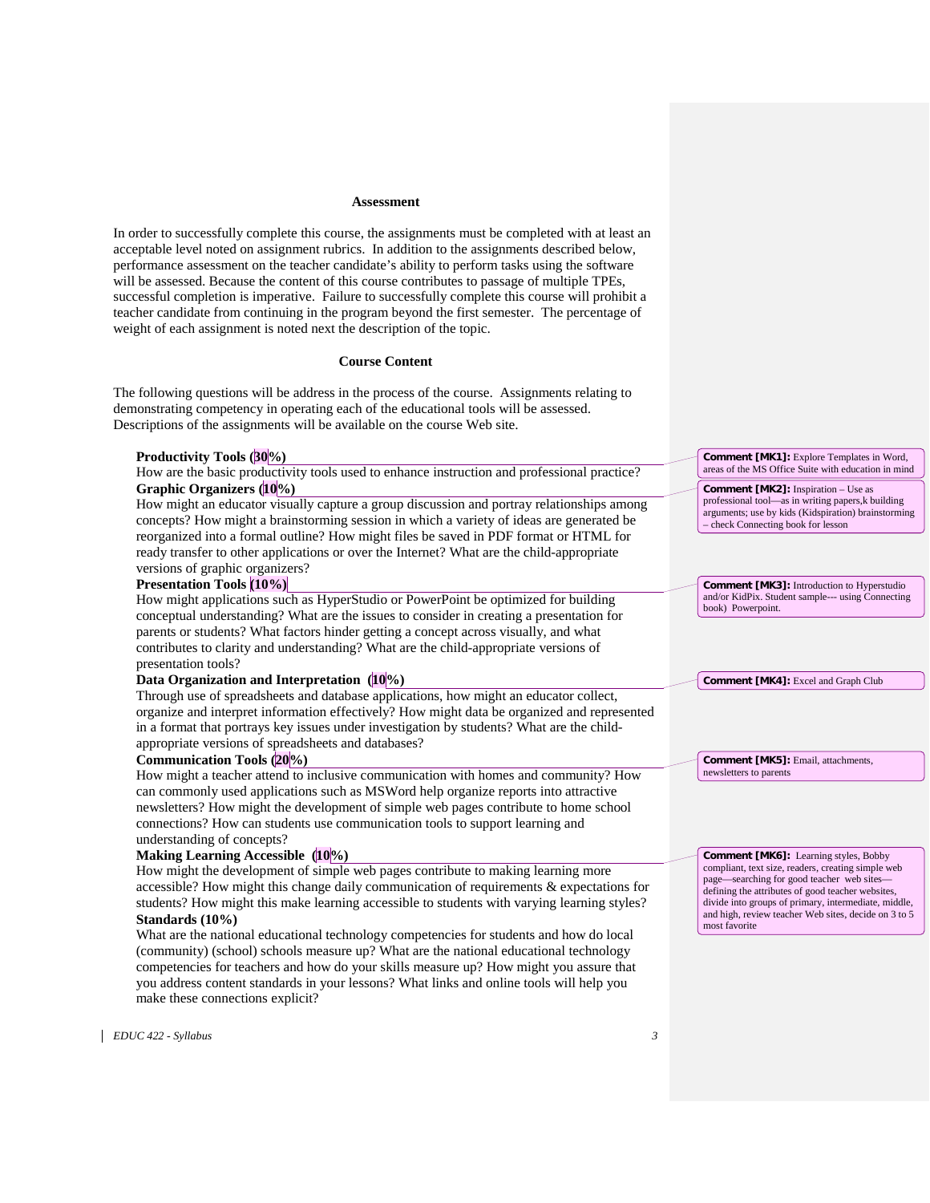## Assessment

In order to successfully complete this course, the assignments must be completed with at least an acceptable level noted on assignment rubrics. In addition to the assignments described below, performance assessment on the teacher candidate's ability to perform tasks using the software will be assessed. Because the content of this course contributes to passage of multiple TPEs, successful completion is imperative. Failure to successfully complete this course will prohibit a teacher candidate from continuing in the program beyond the first semester. The percentage of weight of each assignment is noted next the description of the topic.

## Course Content

The following questions will be address in the process of the course. Assignments relating to demonstrating competency in operating each of the educational tools will be assessed. Descriptions of the assignments will be available on the course Web site.

**Productivity Tools (30%)**
How are the basic productivity tools used to enhance instruction and professional practice?

**Graphic Organizers (10%)**
How might an educator visually capture a group discussion and portray relationships among concepts? How might a brainstorming session in which a variety of ideas are generated be reorganized into a formal outline? How might files be saved in PDF format or HTML for ready transfer to other applications or over the Internet? What are the child-appropriate versions of graphic organizers?

**Presentation Tools (10%)**
How might applications such as HyperStudio or PowerPoint be optimized for building conceptual understanding? What are the issues to consider in creating a presentation for parents or students? What factors hinder getting a concept across visually, and what contributes to clarity and understanding? What are the child-appropriate versions of presentation tools?

**Data Organization and Interpretation (10%)**
Through use of spreadsheets and database applications, how might an educator collect, organize and interpret information effectively? How might data be organized and represented in a format that portrays key issues under investigation by students? What are the child-appropriate versions of spreadsheets and databases?

**Communication Tools (20%)**
How might a teacher attend to inclusive communication with homes and community? How can commonly used applications such as MSWord help organize reports into attractive newsletters? How might the development of simple web pages contribute to home school connections? How can students use communication tools to support learning and understanding of concepts?

**Making Learning Accessible (10%)**
How might the development of simple web pages contribute to making learning more accessible? How might this change daily communication of requirements & expectations for students? How might this make learning accessible to students with varying learning styles?

**Standards (10%)**
What are the national educational technology competencies for students and how do local (community) (school) schools measure up? What are the national educational technology competencies for teachers and how do your skills measure up? How might you assure that you address content standards in your lessons? What links and online tools will help you make these connections explicit?

**Comment [MK1]:** Explore Templates in Word, areas of the MS Office Suite with education in mind

**Comment [MK2]:** Inspiration – Use as professional tool—as in writing papers,k building arguments; use by kids (Kidspiration) brainstorming – check Connecting book for lesson

**Comment [MK3]:** Introduction to Hyperstudio and/or KidPix. Student sample--- using Connecting book) Powerpoint.

**Comment [MK4]:** Excel and Graph Club

**Comment [MK5]:** Email, attachments, newsletters to parents

**Comment [MK6]:** Learning styles, Bobby compliant, text size, readers, creating simple web page—searching for good teacher web sites—defining the attributes of good teacher websites, divide into groups of primary, intermediate, middle, and high, review teacher Web sites, decide on 3 to 5 most favorite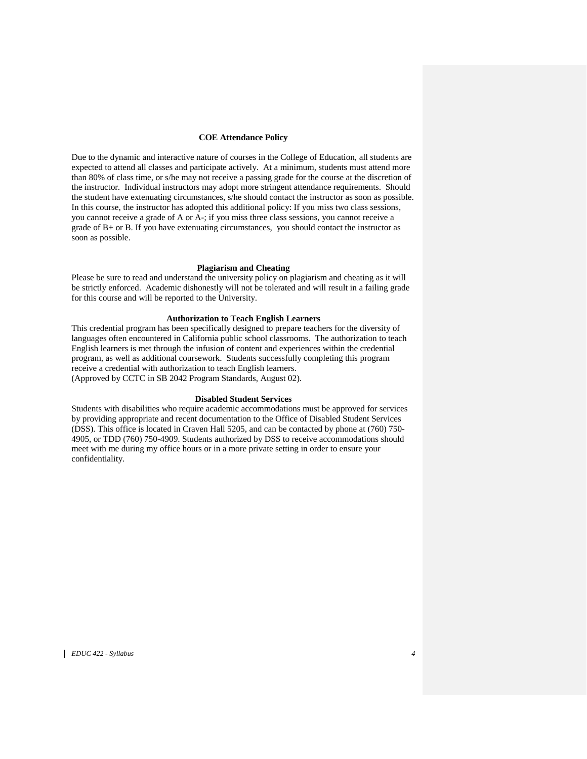### COE Attendance Policy

Due to the dynamic and interactive nature of courses in the College of Education, all students are expected to attend all classes and participate actively. At a minimum, students must attend more than 80% of class time, or s/he may not receive a passing grade for the course at the discretion of the instructor. Individual instructors may adopt more stringent attendance requirements. Should the student have extenuating circumstances, s/he should contact the instructor as soon as possible. In this course, the instructor has adopted this additional policy: If you miss two class sessions, you cannot receive a grade of A or A-; if you miss three class sessions, you cannot receive a grade of B+ or B. If you have extenuating circumstances, you should contact the instructor as soon as possible.

### Plagiarism and Cheating

Please be sure to read and understand the university policy on plagiarism and cheating as it will be strictly enforced. Academic dishonestly will not be tolerated and will result in a failing grade for this course and will be reported to the University.

### Authorization to Teach English Learners

This credential program has been specifically designed to prepare teachers for the diversity of languages often encountered in California public school classrooms. The authorization to teach English learners is met through the infusion of content and experiences within the credential program, as well as additional coursework. Students successfully completing this program receive a credential with authorization to teach English learners.
(Approved by CCTC in SB 2042 Program Standards, August 02).

### Disabled Student Services

Students with disabilities who require academic accommodations must be approved for services by providing appropriate and recent documentation to the Office of Disabled Student Services (DSS). This office is located in Craven Hall 5205, and can be contacted by phone at (760) 750-4905, or TDD (760) 750-4909. Students authorized by DSS to receive accommodations should meet with me during my office hours or in a more private setting in order to ensure your confidentiality.